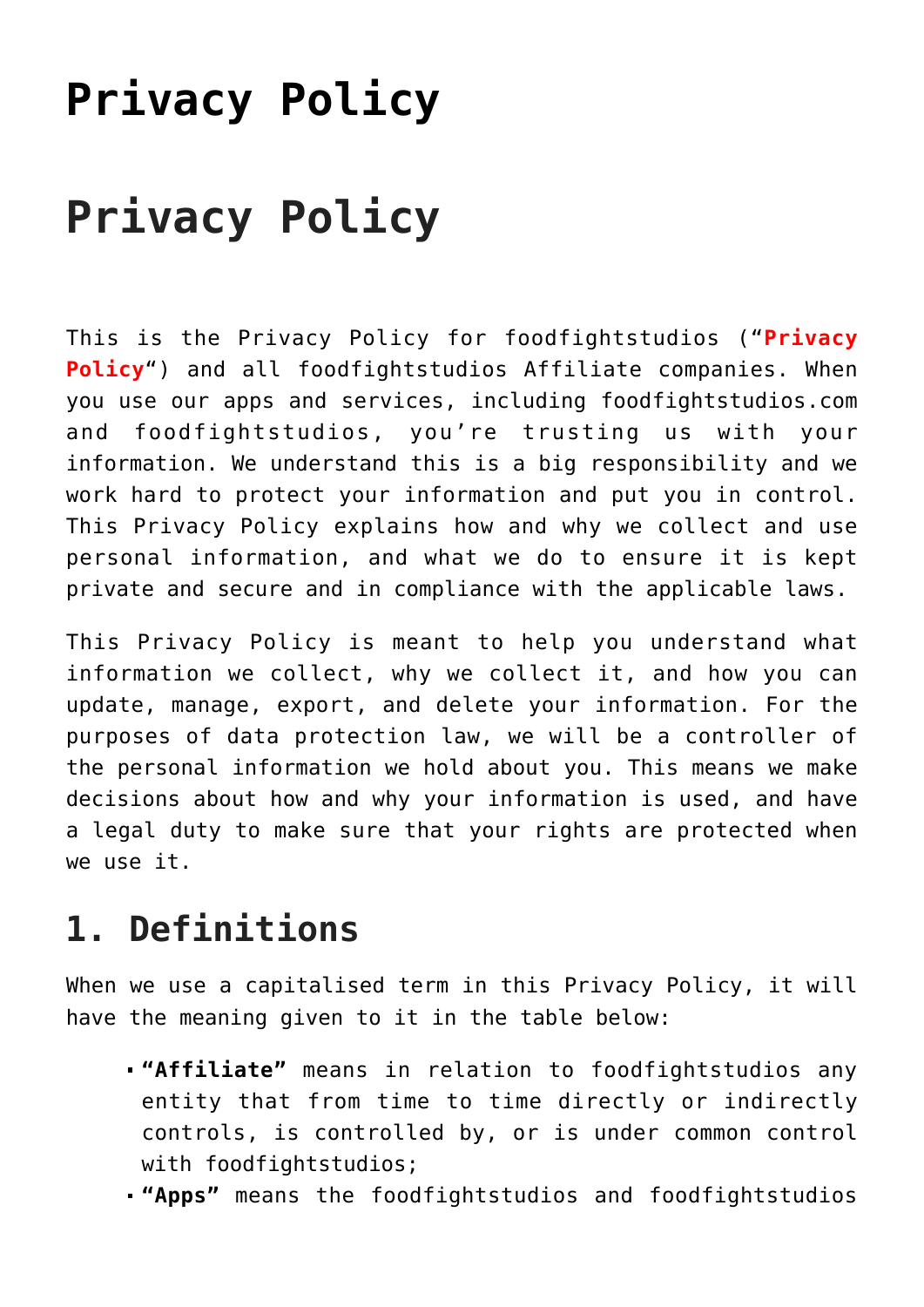# Privacy Policy

# Privacy Policy

This is the Privacy Policy for foodfightstudios ("**Privacy Policy**") and all foodfightstudios Affiliate companies. When you use our apps and services, including foodfightstudios.com and foodfightstudios, you're trusting us with your information. We understand this is a big responsibility and we work hard to protect your information and put you in control. This Privacy Policy explains how and why we collect and use personal information, and what we do to ensure it is kept private and secure and in compliance with the applicable laws.

This Privacy Policy is meant to help you understand what information we collect, why we collect it, and how you can update, manage, export, and delete your information. For the purposes of data protection law, we will be a controller of the personal information we hold about you. This means we make decisions about how and why your information is used, and have a legal duty to make sure that your rights are protected when we use it.

## 1. Definitions

When we use a capitalised term in this Privacy Policy, it will have the meaning given to it in the table below:

- **"Affiliate"** means in relation to foodfightstudios any entity that from time to time directly or indirectly controls, is controlled by, or is under common control with foodfightstudios;
- **"Apps"** means the foodfightstudios and foodfightstudios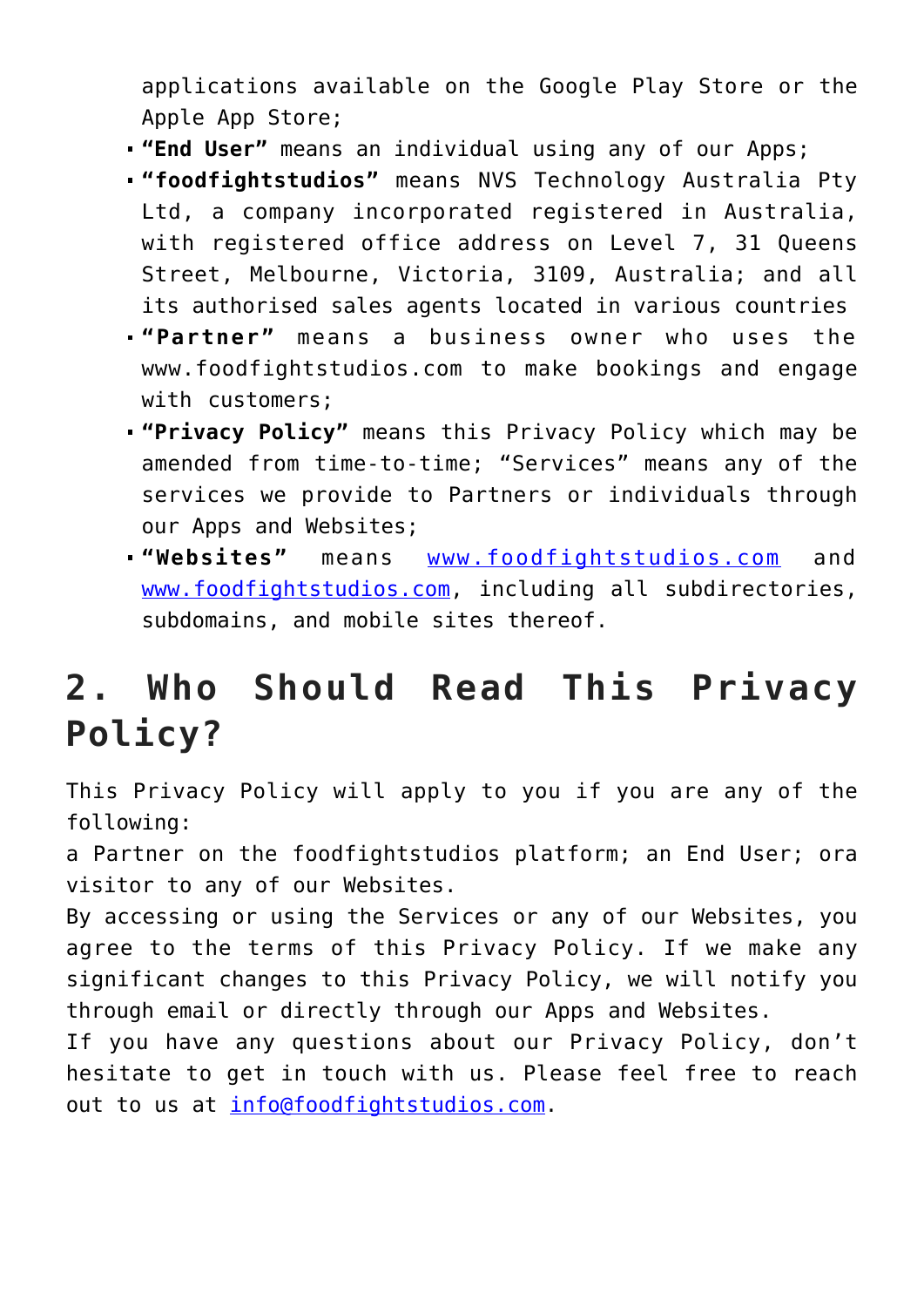applications available on the Google Play Store or the Apple App Store;

- **"End User"** means an individual using any of our Apps;
- **"foodfightstudios"** means NVS Technology Australia Pty Ltd, a company incorporated registered in Australia, with registered office address on Level 7, 31 Queens Street, Melbourne, Victoria, 3109, Australia; and all its authorised sales agents located in various countries
- **"Partner"** means a business owner who uses the www.foodfightstudios.com to make bookings and engage with customers;
- **"Privacy Policy"** means this Privacy Policy which may be amended from time-to-time; "Services" means any of the services we provide to Partners or individuals through our Apps and Websites;
- **"Websites"** means www.foodfightstudios.com and www.foodfightstudios.com, including all subdirectories, subdomains, and mobile sites thereof.

## 2. Who Should Read This Privacy Policy?

This Privacy Policy will apply to you if you are any of the following:
a Partner on the foodfightstudios platform; an End User; ora visitor to any of our Websites.
By accessing or using the Services or any of our Websites, you agree to the terms of this Privacy Policy. If we make any significant changes to this Privacy Policy, we will notify you through email or directly through our Apps and Websites.
If you have any questions about our Privacy Policy, don't hesitate to get in touch with us. Please feel free to reach out to us at info@foodfightstudios.com.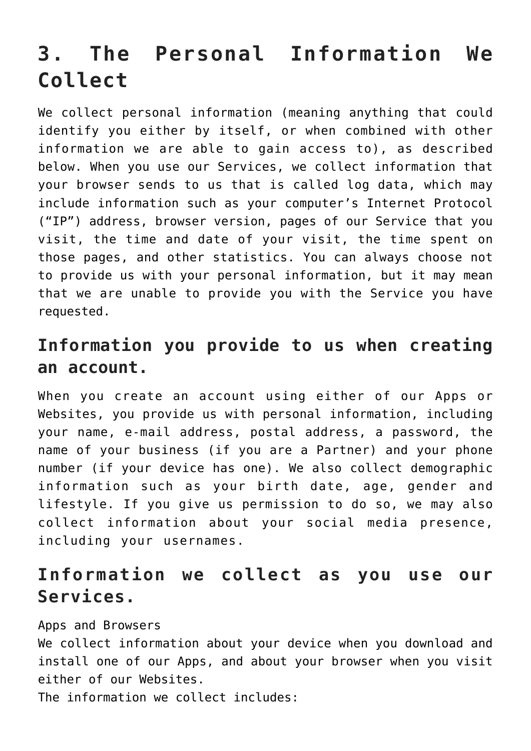# 3. The Personal Information We Collect

We collect personal information (meaning anything that could identify you either by itself, or when combined with other information we are able to gain access to), as described below. When you use our Services, we collect information that your browser sends to us that is called log data, which may include information such as your computer's Internet Protocol ("IP") address, browser version, pages of our Service that you visit, the time and date of your visit, the time spent on those pages, and other statistics. You can always choose not to provide us with your personal information, but it may mean that we are unable to provide you with the Service you have requested.

## Information you provide to us when creating an account.

When you create an account using either of our Apps or Websites, you provide us with personal information, including your name, e-mail address, postal address, a password, the name of your business (if you are a Partner) and your phone number (if your device has one). We also collect demographic information such as your birth date, age, gender and lifestyle. If you give us permission to do so, we may also collect information about your social media presence, including your usernames.

## Information we collect as you use our Services.

Apps and Browsers

We collect information about your device when you download and install one of our Apps, and about your browser when you visit either of our Websites.

The information we collect includes: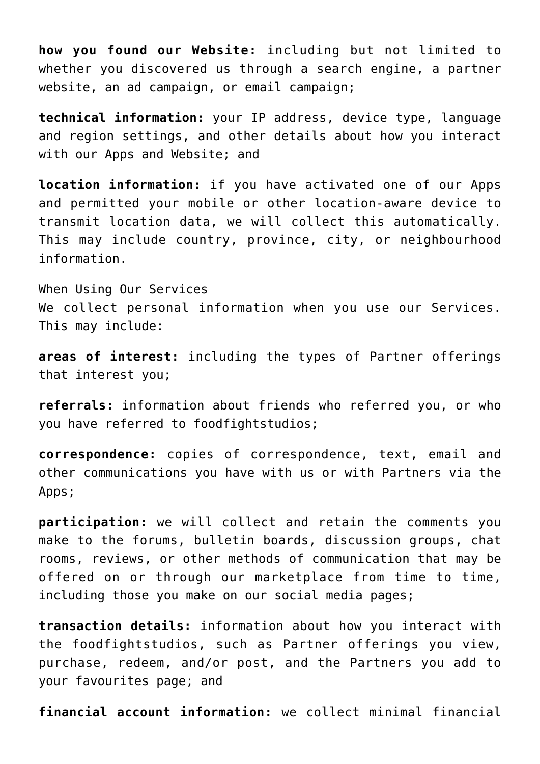**how you found our Website:** including but not limited to whether you discovered us through a search engine, a partner website, an ad campaign, or email campaign;

**technical information:** your IP address, device type, language and region settings, and other details about how you interact with our Apps and Website; and

**location information:** if you have activated one of our Apps and permitted your mobile or other location-aware device to transmit location data, we will collect this automatically. This may include country, province, city, or neighbourhood information.

When Using Our Services
We collect personal information when you use our Services. This may include:

**areas of interest:** including the types of Partner offerings that interest you;

**referrals:** information about friends who referred you, or who you have referred to foodfightstudios;

**correspondence:** copies of correspondence, text, email and other communications you have with us or with Partners via the Apps;

**participation:** we will collect and retain the comments you make to the forums, bulletin boards, discussion groups, chat rooms, reviews, or other methods of communication that may be offered on or through our marketplace from time to time, including those you make on our social media pages;

**transaction details:** information about how you interact with the foodfightstudios, such as Partner offerings you view, purchase, redeem, and/or post, and the Partners you add to your favourites page; and

**financial account information:** we collect minimal financial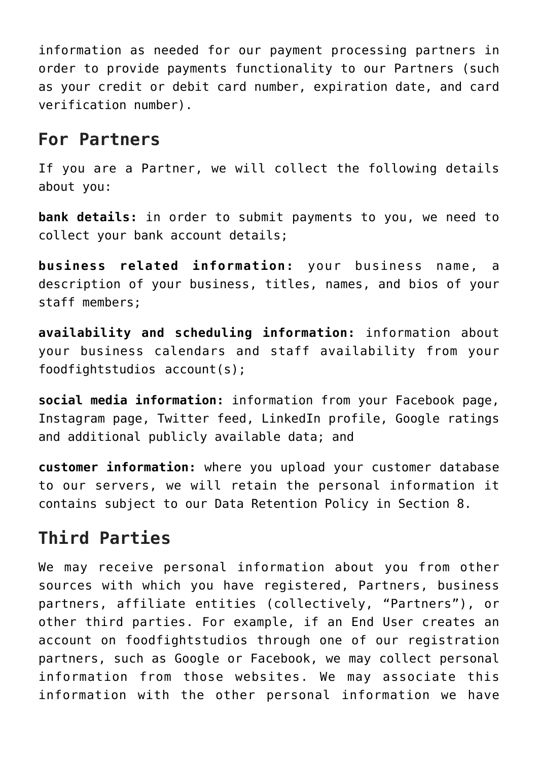information as needed for our payment processing partners in order to provide payments functionality to our Partners (such as your credit or debit card number, expiration date, and card verification number).

## For Partners

If you are a Partner, we will collect the following details about you:

**bank details:** in order to submit payments to you, we need to collect your bank account details;

**business related information:** your business name, a description of your business, titles, names, and bios of your staff members;

**availability and scheduling information:** information about your business calendars and staff availability from your foodfightstudios account(s);

**social media information:** information from your Facebook page, Instagram page, Twitter feed, LinkedIn profile, Google ratings and additional publicly available data; and

**customer information:** where you upload your customer database to our servers, we will retain the personal information it contains subject to our Data Retention Policy in Section 8.

## Third Parties

We may receive personal information about you from other sources with which you have registered, Partners, business partners, affiliate entities (collectively, “Partners”), or other third parties. For example, if an End User creates an account on foodfightstudios through one of our registration partners, such as Google or Facebook, we may collect personal information from those websites. We may associate this information with the other personal information we have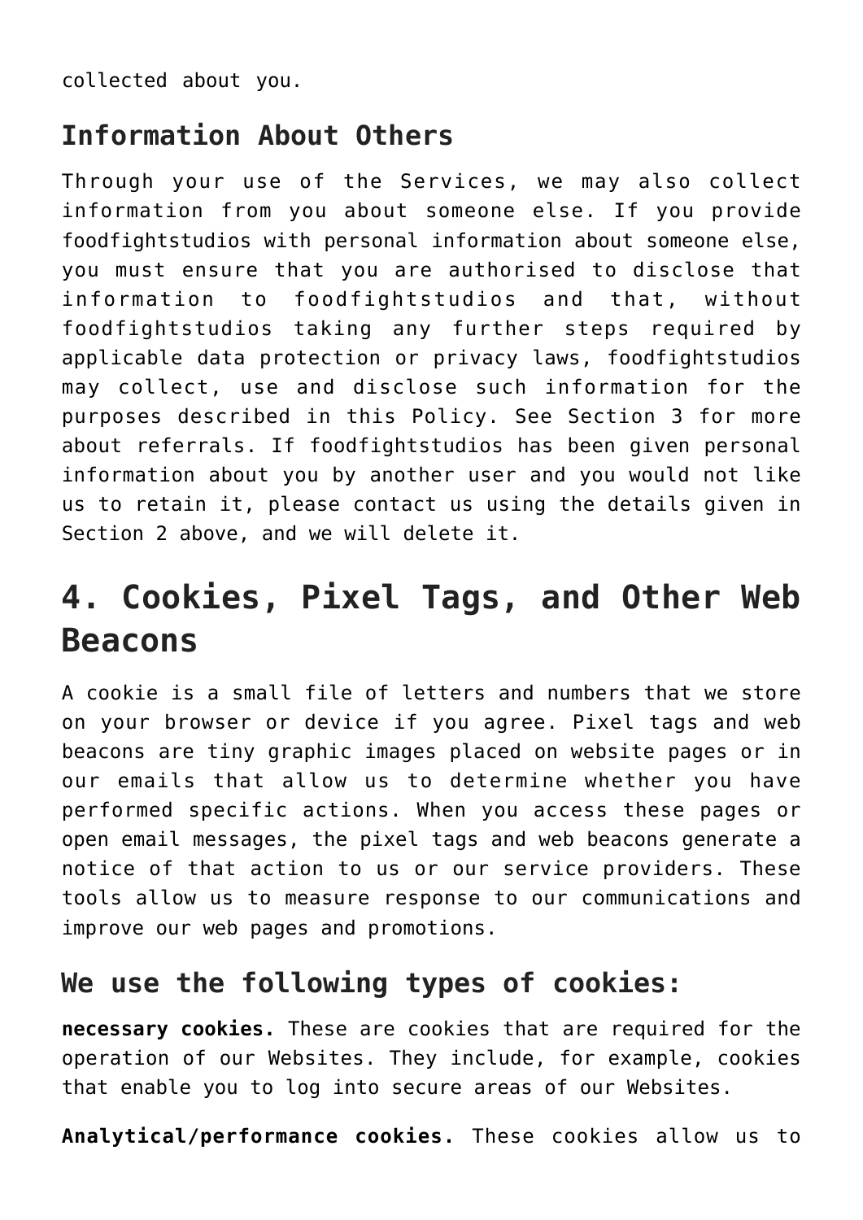collected about you.

### Information About Others

Through your use of the Services, we may also collect information from you about someone else. If you provide foodfightstudios with personal information about someone else, you must ensure that you are authorised to disclose that information to foodfightstudios and that, without foodfightstudios taking any further steps required by applicable data protection or privacy laws, foodfightstudios may collect, use and disclose such information for the purposes described in this Policy. See Section 3 for more about referrals. If foodfightstudios has been given personal information about you by another user and you would not like us to retain it, please contact us using the details given in Section 2 above, and we will delete it.

## 4. Cookies, Pixel Tags, and Other Web Beacons

A cookie is a small file of letters and numbers that we store on your browser or device if you agree. Pixel tags and web beacons are tiny graphic images placed on website pages or in our emails that allow us to determine whether you have performed specific actions. When you access these pages or open email messages, the pixel tags and web beacons generate a notice of that action to us or our service providers. These tools allow us to measure response to our communications and improve our web pages and promotions.

### We use the following types of cookies:

**necessary cookies.** These are cookies that are required for the operation of our Websites. They include, for example, cookies that enable you to log into secure areas of our Websites.

**Analytical/performance cookies.** These cookies allow us to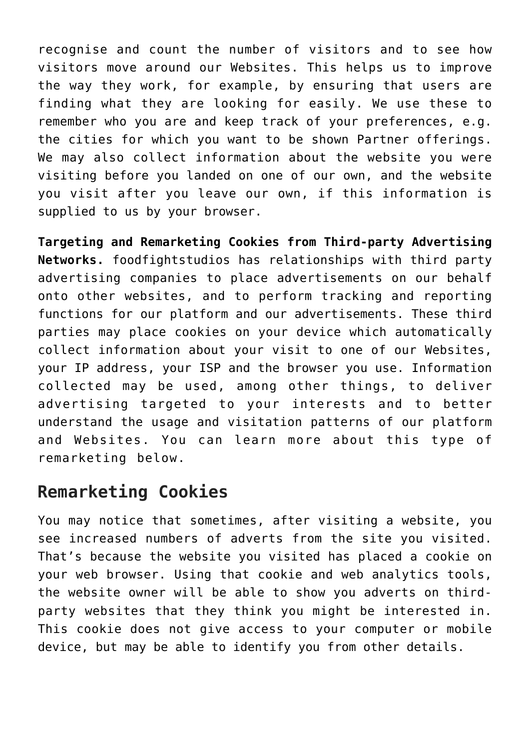recognise and count the number of visitors and to see how visitors move around our Websites. This helps us to improve the way they work, for example, by ensuring that users are finding what they are looking for easily. We use these to remember who you are and keep track of your preferences, e.g. the cities for which you want to be shown Partner offerings. We may also collect information about the website you were visiting before you landed on one of our own, and the website you visit after you leave our own, if this information is supplied to us by your browser.

**Targeting and Remarketing Cookies from Third-party Advertising Networks.** foodfightstudios has relationships with third party advertising companies to place advertisements on our behalf onto other websites, and to perform tracking and reporting functions for our platform and our advertisements. These third parties may place cookies on your device which automatically collect information about your visit to one of our Websites, your IP address, your ISP and the browser you use. Information collected may be used, among other things, to deliver advertising targeted to your interests and to better understand the usage and visitation patterns of our platform and Websites. You can learn more about this type of remarketing below.

## Remarketing Cookies

You may notice that sometimes, after visiting a website, you see increased numbers of adverts from the site you visited. That's because the website you visited has placed a cookie on your web browser. Using that cookie and web analytics tools, the website owner will be able to show you adverts on third-party websites that they think you might be interested in. This cookie does not give access to your computer or mobile device, but may be able to identify you from other details.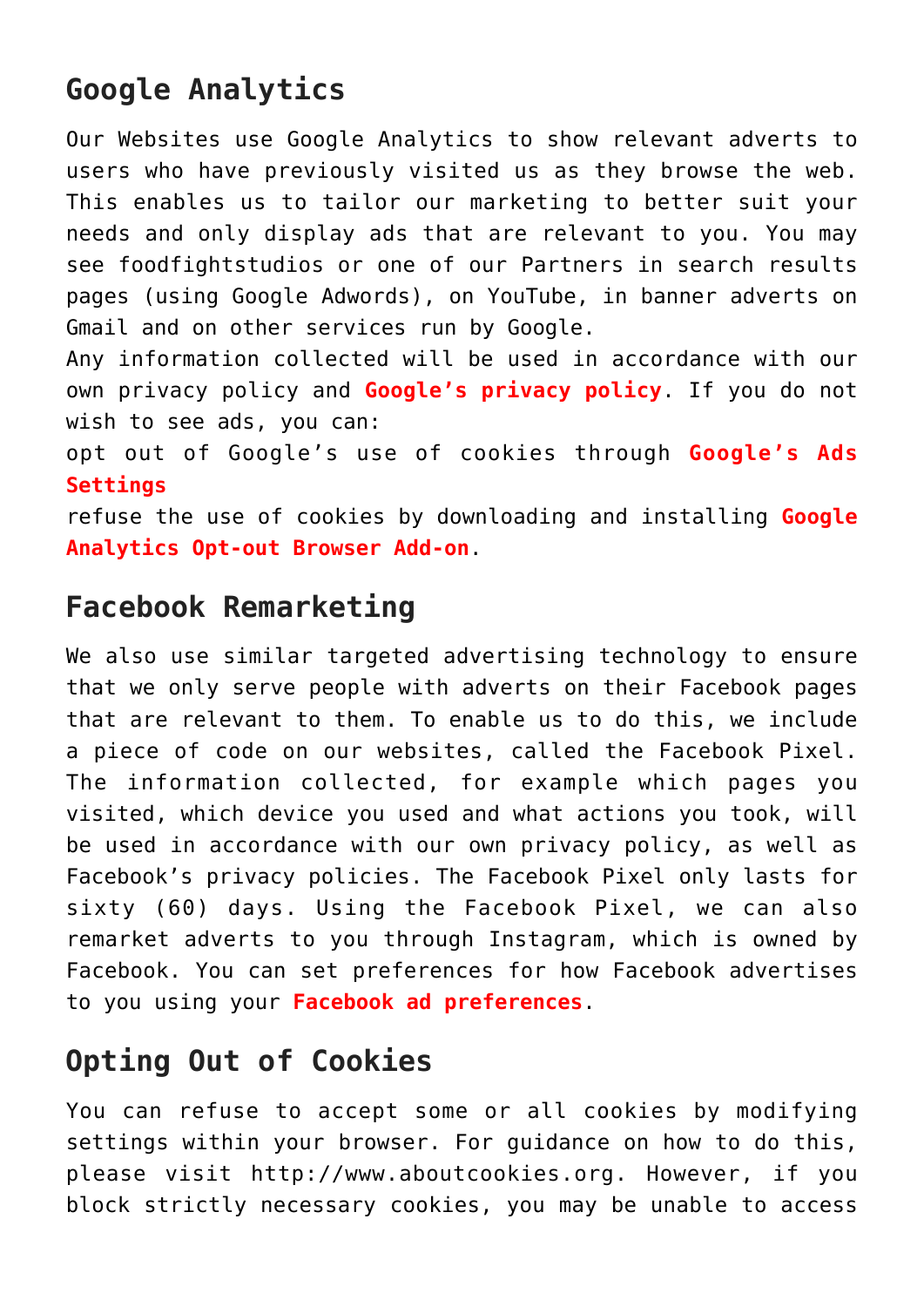## Google Analytics

Our Websites use Google Analytics to show relevant adverts to users who have previously visited us as they browse the web. This enables us to tailor our marketing to better suit your needs and only display ads that are relevant to you. You may see foodfightstudios or one of our Partners in search results pages (using Google Adwords), on YouTube, in banner adverts on Gmail and on other services run by Google.

Any information collected will be used in accordance with our own privacy policy and **Google's privacy policy**. If you do not wish to see ads, you can:

opt out of Google's use of cookies through **Google's Ads Settings**

refuse the use of cookies by downloading and installing **Google Analytics Opt-out Browser Add-on**.

## Facebook Remarketing

We also use similar targeted advertising technology to ensure that we only serve people with adverts on their Facebook pages that are relevant to them. To enable us to do this, we include a piece of code on our websites, called the Facebook Pixel. The information collected, for example which pages you visited, which device you used and what actions you took, will be used in accordance with our own privacy policy, as well as Facebook's privacy policies. The Facebook Pixel only lasts for sixty (60) days. Using the Facebook Pixel, we can also remarket adverts to you through Instagram, which is owned by Facebook. You can set preferences for how Facebook advertises to you using your **Facebook ad preferences**.

## Opting Out of Cookies

You can refuse to accept some or all cookies by modifying settings within your browser. For guidance on how to do this, please visit http://www.aboutcookies.org. However, if you block strictly necessary cookies, you may be unable to access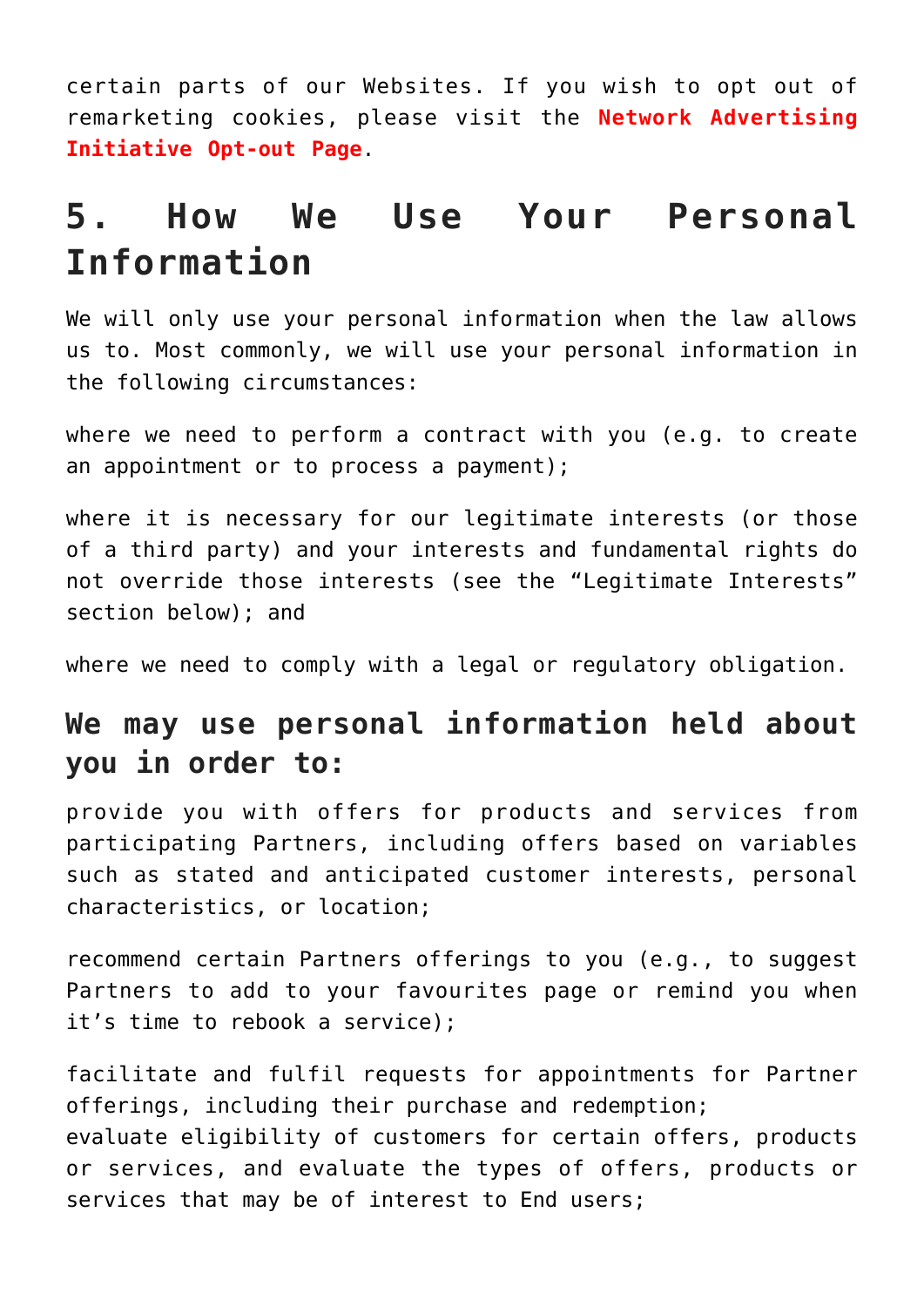certain parts of our Websites. If you wish to opt out of remarketing cookies, please visit the **Network Advertising Initiative Opt-out Page**.

# 5. How We Use Your Personal Information

We will only use your personal information when the law allows us to. Most commonly, we will use your personal information in the following circumstances:

where we need to perform a contract with you (e.g. to create an appointment or to process a payment);

where it is necessary for our legitimate interests (or those of a third party) and your interests and fundamental rights do not override those interests (see the "Legitimate Interests" section below); and

where we need to comply with a legal or regulatory obligation.

## We may use personal information held about you in order to:

provide you with offers for products and services from participating Partners, including offers based on variables such as stated and anticipated customer interests, personal characteristics, or location;

recommend certain Partners offerings to you (e.g., to suggest Partners to add to your favourites page or remind you when it's time to rebook a service);

facilitate and fulfil requests for appointments for Partner offerings, including their purchase and redemption;
evaluate eligibility of customers for certain offers, products or services, and evaluate the types of offers, products or services that may be of interest to End users;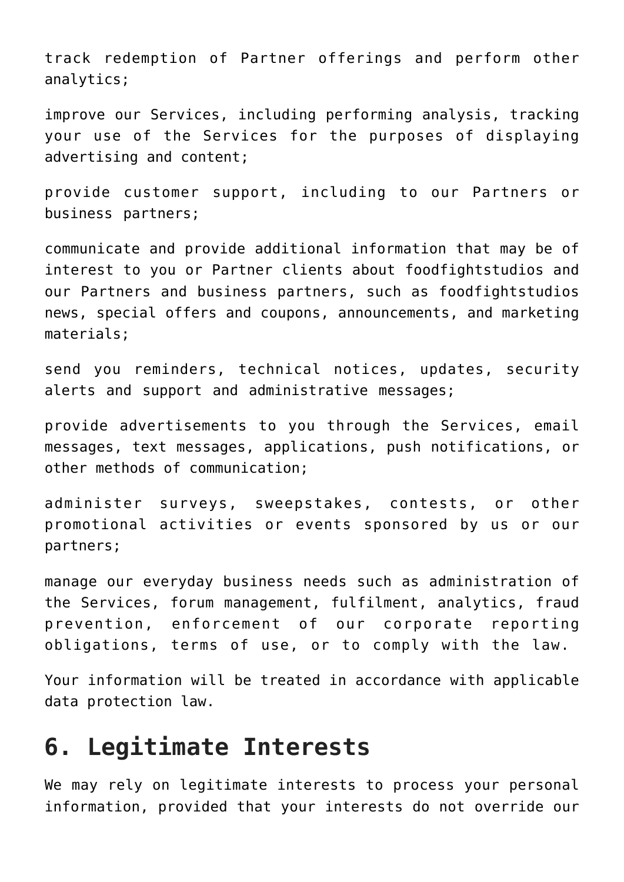track redemption of Partner offerings and perform other analytics;

improve our Services, including performing analysis, tracking your use of the Services for the purposes of displaying advertising and content;

provide customer support, including to our Partners or business partners;

communicate and provide additional information that may be of interest to you or Partner clients about foodfightstudios and our Partners and business partners, such as foodfightstudios news, special offers and coupons, announcements, and marketing materials;

send you reminders, technical notices, updates, security alerts and support and administrative messages;

provide advertisements to you through the Services, email messages, text messages, applications, push notifications, or other methods of communication;

administer surveys, sweepstakes, contests, or other promotional activities or events sponsored by us or our partners;

manage our everyday business needs such as administration of the Services, forum management, fulfilment, analytics, fraud prevention, enforcement of our corporate reporting obligations, terms of use, or to comply with the law.

Your information will be treated in accordance with applicable data protection law.

## 6. Legitimate Interests

We may rely on legitimate interests to process your personal information, provided that your interests do not override our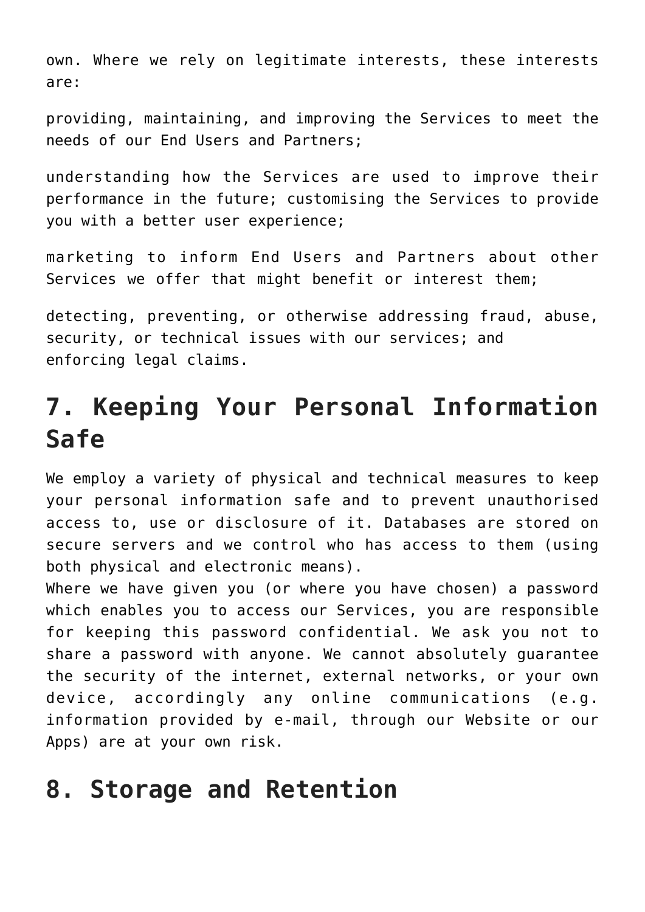own. Where we rely on legitimate interests, these interests are:

providing, maintaining, and improving the Services to meet the needs of our End Users and Partners;

understanding how the Services are used to improve their performance in the future; customising the Services to provide you with a better user experience;

marketing to inform End Users and Partners about other Services we offer that might benefit or interest them;

detecting, preventing, or otherwise addressing fraud, abuse, security, or technical issues with our services; and
enforcing legal claims.

## 7. Keeping Your Personal Information Safe

We employ a variety of physical and technical measures to keep your personal information safe and to prevent unauthorised access to, use or disclosure of it. Databases are stored on secure servers and we control who has access to them (using both physical and electronic means).
Where we have given you (or where you have chosen) a password which enables you to access our Services, you are responsible for keeping this password confidential. We ask you not to share a password with anyone. We cannot absolutely guarantee the security of the internet, external networks, or your own device, accordingly any online communications (e.g. information provided by e-mail, through our Website or our Apps) are at your own risk.

## 8. Storage and Retention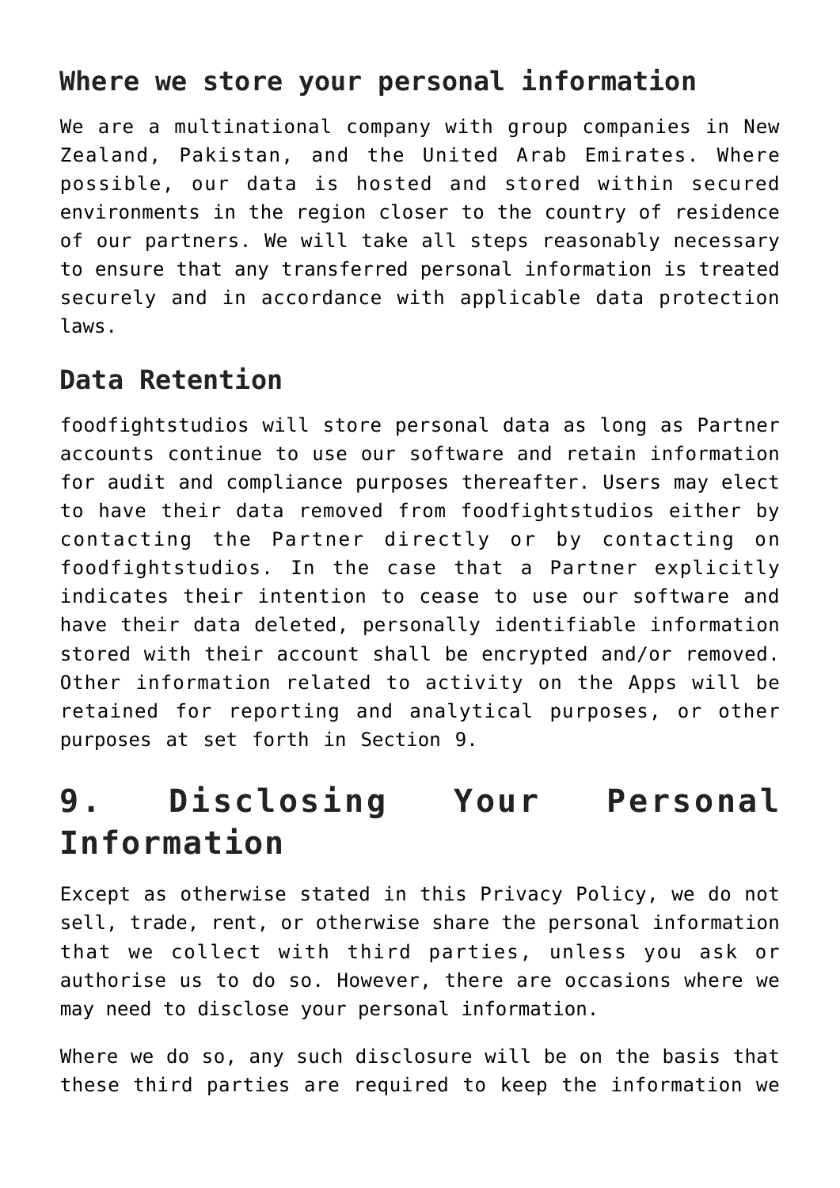## Where we store your personal information

We are a multinational company with group companies in New Zealand, Pakistan, and the United Arab Emirates. Where possible, our data is hosted and stored within secured environments in the region closer to the country of residence of our partners. We will take all steps reasonably necessary to ensure that any transferred personal information is treated securely and in accordance with applicable data protection laws.

## Data Retention

foodfightstudios will store personal data as long as Partner accounts continue to use our software and retain information for audit and compliance purposes thereafter. Users may elect to have their data removed from foodfightstudios either by contacting the Partner directly or by contacting on foodfightstudios. In the case that a Partner explicitly indicates their intention to cease to use our software and have their data deleted, personally identifiable information stored with their account shall be encrypted and/or removed. Other information related to activity on the Apps will be retained for reporting and analytical purposes, or other purposes at set forth in Section 9.

# 9. Disclosing Your Personal Information

Except as otherwise stated in this Privacy Policy, we do not sell, trade, rent, or otherwise share the personal information that we collect with third parties, unless you ask or authorise us to do so. However, there are occasions where we may need to disclose your personal information.

Where we do so, any such disclosure will be on the basis that these third parties are required to keep the information we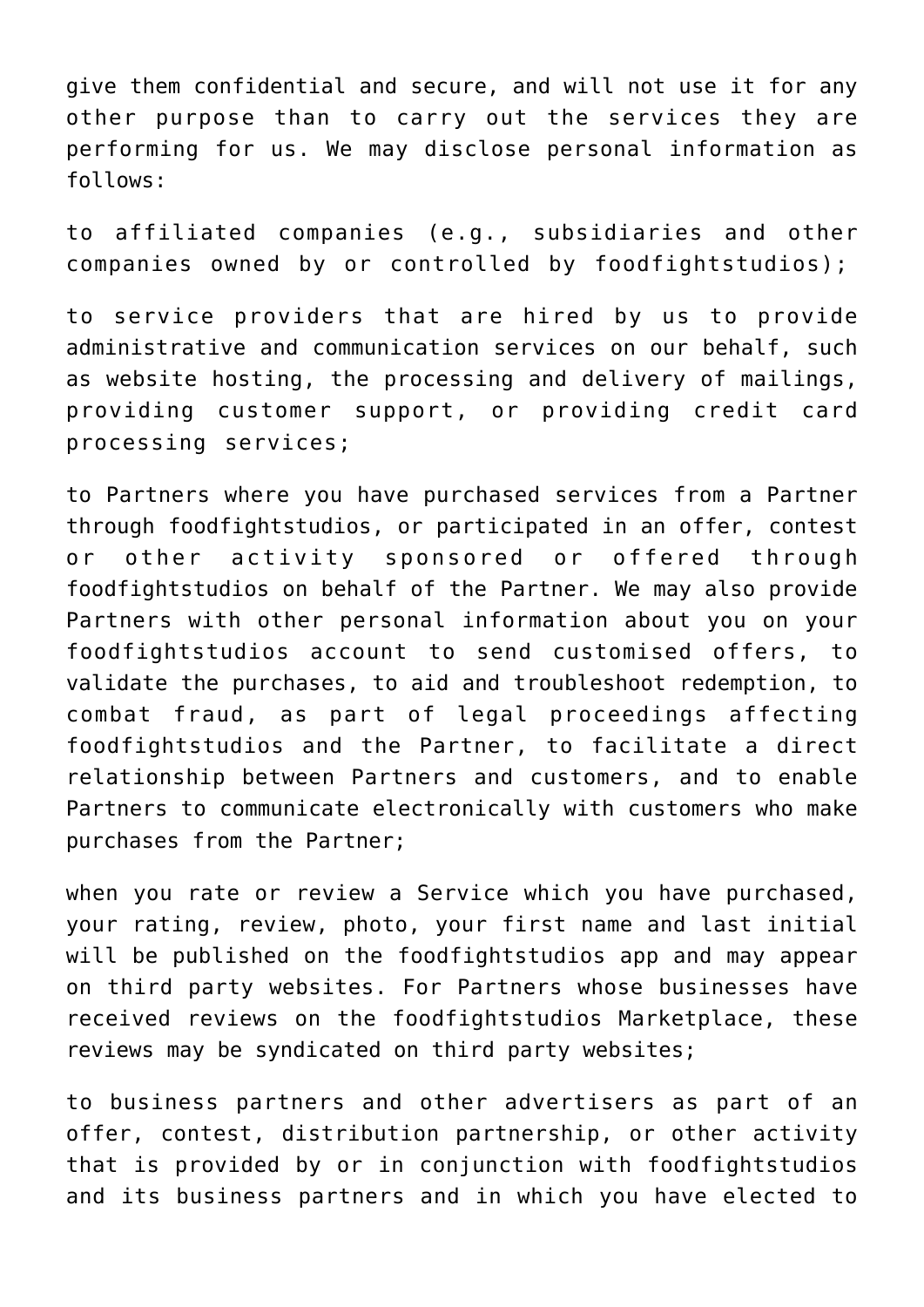give them confidential and secure, and will not use it for any other purpose than to carry out the services they are performing for us. We may disclose personal information as follows:

to affiliated companies (e.g., subsidiaries and other companies owned by or controlled by foodfightstudios);

to service providers that are hired by us to provide administrative and communication services on our behalf, such as website hosting, the processing and delivery of mailings, providing customer support, or providing credit card processing services;

to Partners where you have purchased services from a Partner through foodfightstudios, or participated in an offer, contest or other activity sponsored or offered through foodfightstudios on behalf of the Partner. We may also provide Partners with other personal information about you on your foodfightstudios account to send customised offers, to validate the purchases, to aid and troubleshoot redemption, to combat fraud, as part of legal proceedings affecting foodfightstudios and the Partner, to facilitate a direct relationship between Partners and customers, and to enable Partners to communicate electronically with customers who make purchases from the Partner;

when you rate or review a Service which you have purchased, your rating, review, photo, your first name and last initial will be published on the foodfightstudios app and may appear on third party websites. For Partners whose businesses have received reviews on the foodfightstudios Marketplace, these reviews may be syndicated on third party websites;

to business partners and other advertisers as part of an offer, contest, distribution partnership, or other activity that is provided by or in conjunction with foodfightstudios and its business partners and in which you have elected to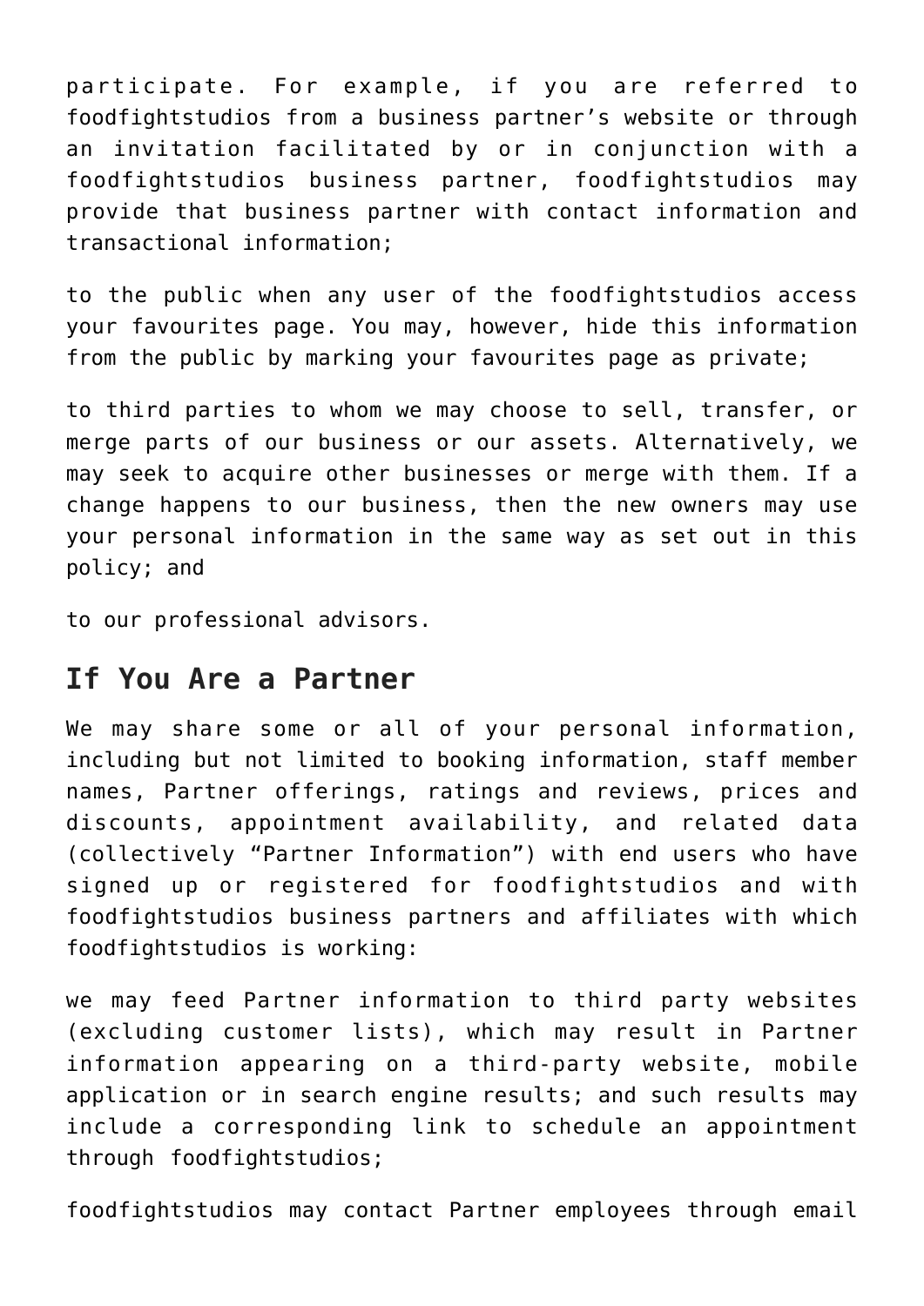participate. For example, if you are referred to foodfightstudios from a business partner's website or through an invitation facilitated by or in conjunction with a foodfightstudios business partner, foodfightstudios may provide that business partner with contact information and transactional information;

to the public when any user of the foodfightstudios access your favourites page. You may, however, hide this information from the public by marking your favourites page as private;

to third parties to whom we may choose to sell, transfer, or merge parts of our business or our assets. Alternatively, we may seek to acquire other businesses or merge with them. If a change happens to our business, then the new owners may use your personal information in the same way as set out in this policy; and

to our professional advisors.

## If You Are a Partner

We may share some or all of your personal information, including but not limited to booking information, staff member names, Partner offerings, ratings and reviews, prices and discounts, appointment availability, and related data (collectively "Partner Information") with end users who have signed up or registered for foodfightstudios and with foodfightstudios business partners and affiliates with which foodfightstudios is working:

we may feed Partner information to third party websites (excluding customer lists), which may result in Partner information appearing on a third-party website, mobile application or in search engine results; and such results may include a corresponding link to schedule an appointment through foodfightstudios;

foodfightstudios may contact Partner employees through email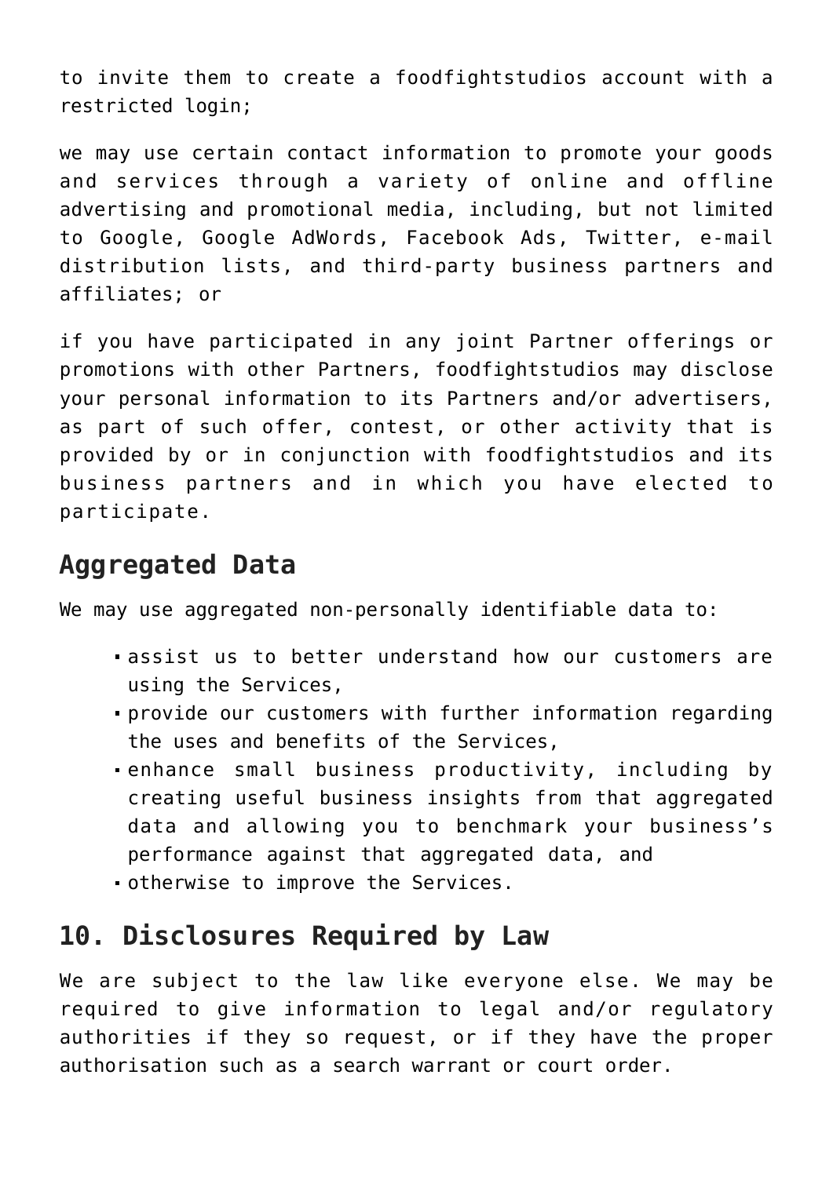to invite them to create a foodfightstudios account with a restricted login;

we may use certain contact information to promote your goods and services through a variety of online and offline advertising and promotional media, including, but not limited to Google, Google AdWords, Facebook Ads, Twitter, e-mail distribution lists, and third-party business partners and affiliates; or

if you have participated in any joint Partner offerings or promotions with other Partners, foodfightstudios may disclose your personal information to its Partners and/or advertisers, as part of such offer, contest, or other activity that is provided by or in conjunction with foodfightstudios and its business partners and in which you have elected to participate.

## Aggregated Data

We may use aggregated non-personally identifiable data to:

- assist us to better understand how our customers are using the Services,
- provide our customers with further information regarding the uses and benefits of the Services,
- enhance small business productivity, including by creating useful business insights from that aggregated data and allowing you to benchmark your business's performance against that aggregated data, and
- otherwise to improve the Services.

## 10. Disclosures Required by Law

We are subject to the law like everyone else. We may be required to give information to legal and/or regulatory authorities if they so request, or if they have the proper authorisation such as a search warrant or court order.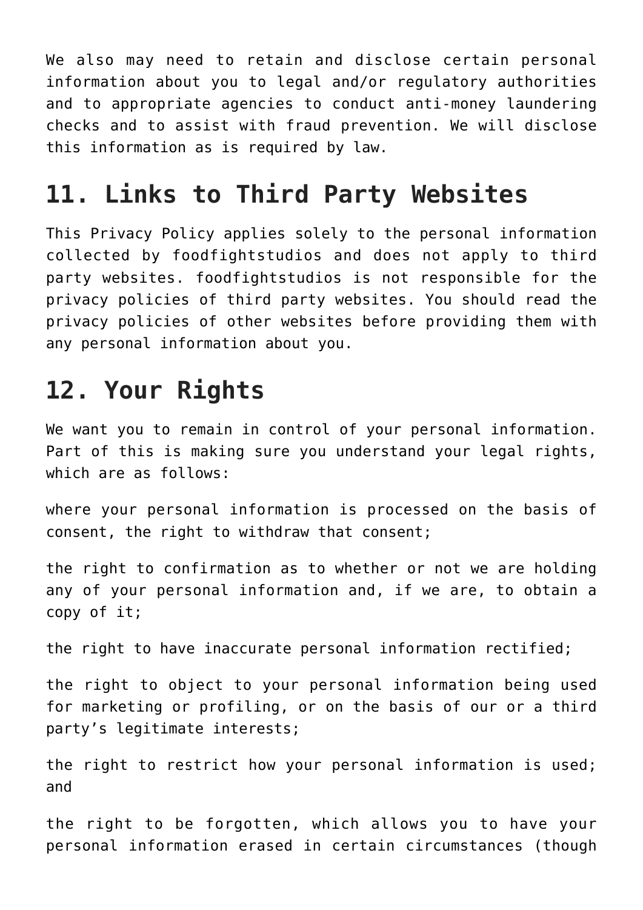We also may need to retain and disclose certain personal information about you to legal and/or regulatory authorities and to appropriate agencies to conduct anti-money laundering checks and to assist with fraud prevention. We will disclose this information as is required by law.

## 11. Links to Third Party Websites

This Privacy Policy applies solely to the personal information collected by foodfightstudios and does not apply to third party websites. foodfightstudios is not responsible for the privacy policies of third party websites. You should read the privacy policies of other websites before providing them with any personal information about you.

## 12. Your Rights

We want you to remain in control of your personal information. Part of this is making sure you understand your legal rights, which are as follows:

where your personal information is processed on the basis of consent, the right to withdraw that consent;

the right to confirmation as to whether or not we are holding any of your personal information and, if we are, to obtain a copy of it;

the right to have inaccurate personal information rectified;

the right to object to your personal information being used for marketing or profiling, or on the basis of our or a third party's legitimate interests;

the right to restrict how your personal information is used; and

the right to be forgotten, which allows you to have your personal information erased in certain circumstances (though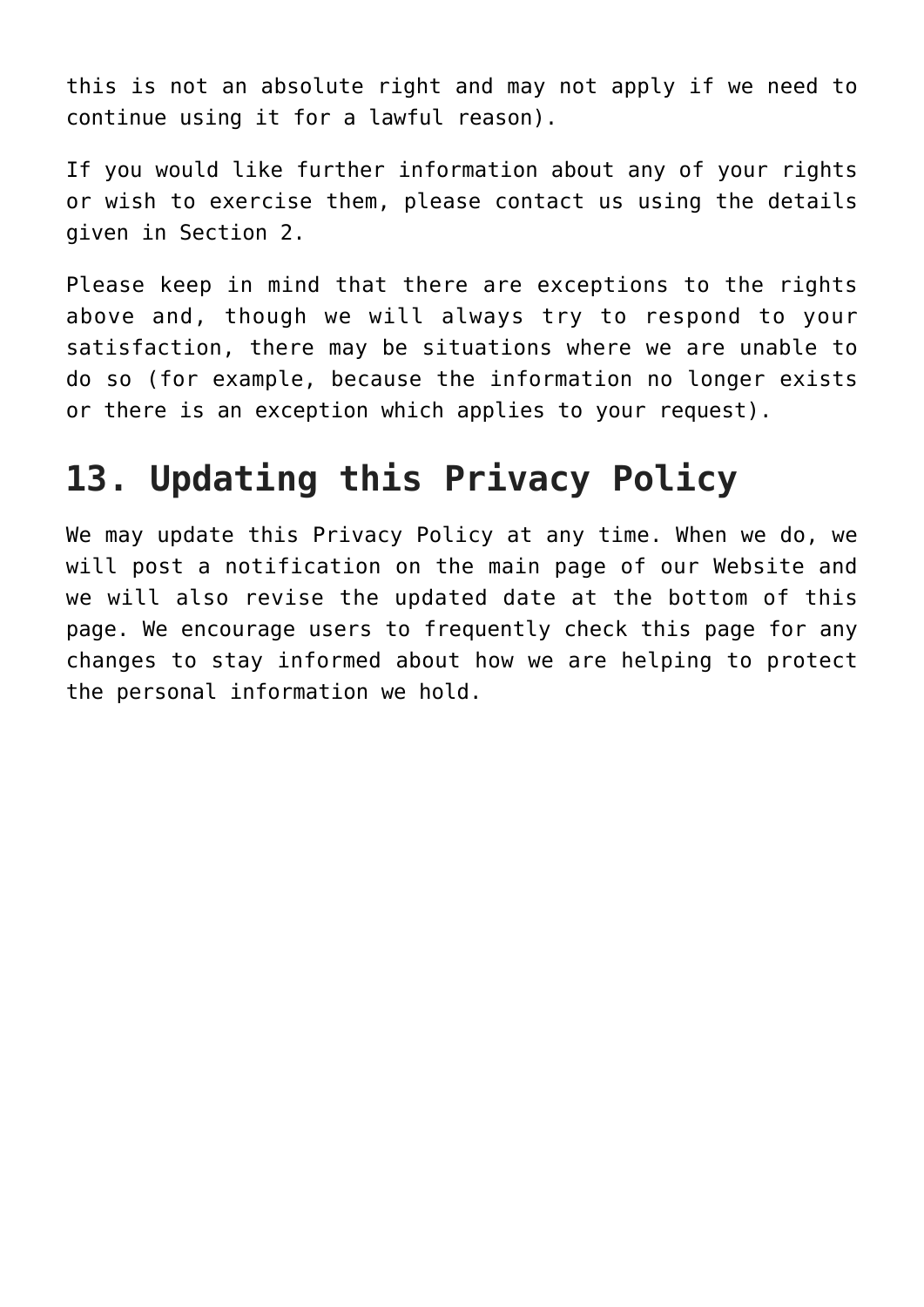this is not an absolute right and may not apply if we need to continue using it for a lawful reason).

If you would like further information about any of your rights or wish to exercise them, please contact us using the details given in Section 2.

Please keep in mind that there are exceptions to the rights above and, though we will always try to respond to your satisfaction, there may be situations where we are unable to do so (for example, because the information no longer exists or there is an exception which applies to your request).

## 13. Updating this Privacy Policy

We may update this Privacy Policy at any time. When we do, we will post a notification on the main page of our Website and we will also revise the updated date at the bottom of this page. We encourage users to frequently check this page for any changes to stay informed about how we are helping to protect the personal information we hold.